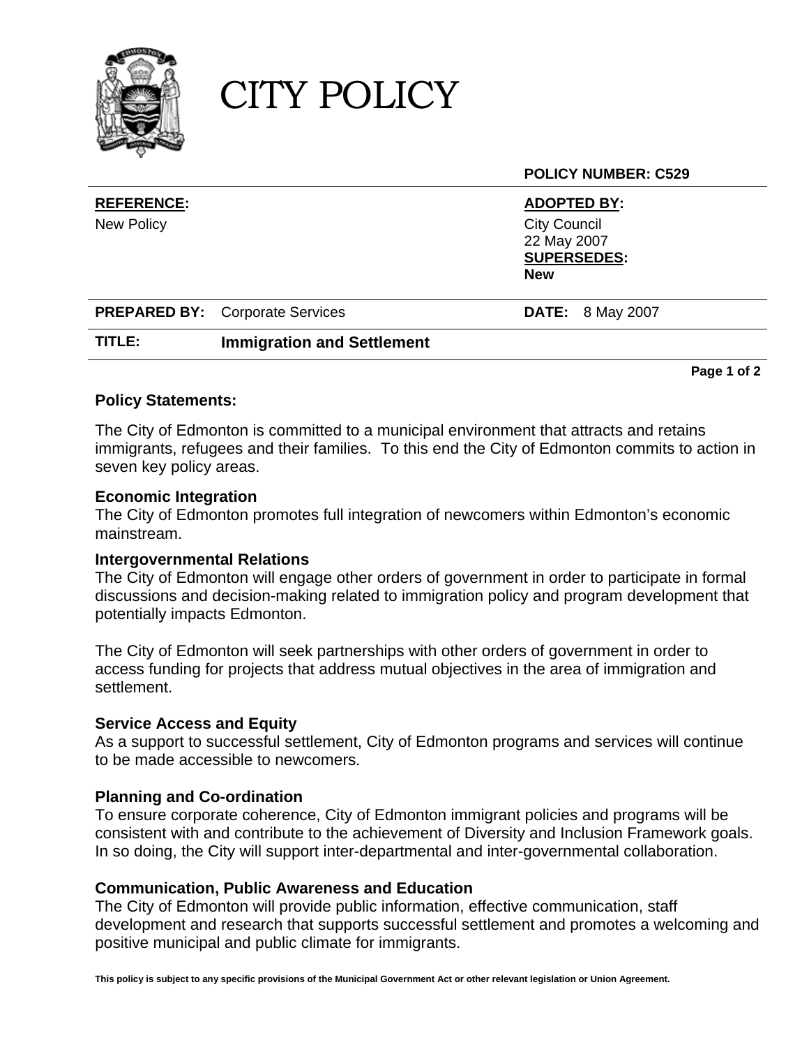# CITY POLICY

**POLICY NUMBER: C529**

| | |
|---|---|
| **REFERENCE:** | **ADOPTED BY:** |
| New Policy | City Council<br>22 May 2007<br>**SUPERSEDES:**<br>**New** |
| **PREPARED BY:** Corporate Services | **DATE:** 8 May 2007 |

**TITLE:** **Immigration and Settlement**

### Policy Statements:

The City of Edmonton is committed to a municipal environment that attracts and retains immigrants, refugees and their families. To this end the City of Edmonton commits to action in seven key policy areas.

**Economic Integration**
The City of Edmonton promotes full integration of newcomers within Edmonton's economic mainstream.

**Intergovernmental Relations**
The City of Edmonton will engage other orders of government in order to participate in formal discussions and decision-making related to immigration policy and program development that potentially impacts Edmonton.

The City of Edmonton will seek partnerships with other orders of government in order to access funding for projects that address mutual objectives in the area of immigration and settlement.

**Service Access and Equity**
As a support to successful settlement, City of Edmonton programs and services will continue to be made accessible to newcomers.

**Planning and Co-ordination**
To ensure corporate coherence, City of Edmonton immigrant policies and programs will be consistent with and contribute to the achievement of Diversity and Inclusion Framework goals. In so doing, the City will support inter-departmental and inter-governmental collaboration.

**Communication, Public Awareness and Education**
The City of Edmonton will provide public information, effective communication, staff development and research that supports successful settlement and promotes a welcoming and positive municipal and public climate for immigrants.

**This policy is subject to any specific provisions of the Municipal Government Act or other relevant legislation or Union Agreement.**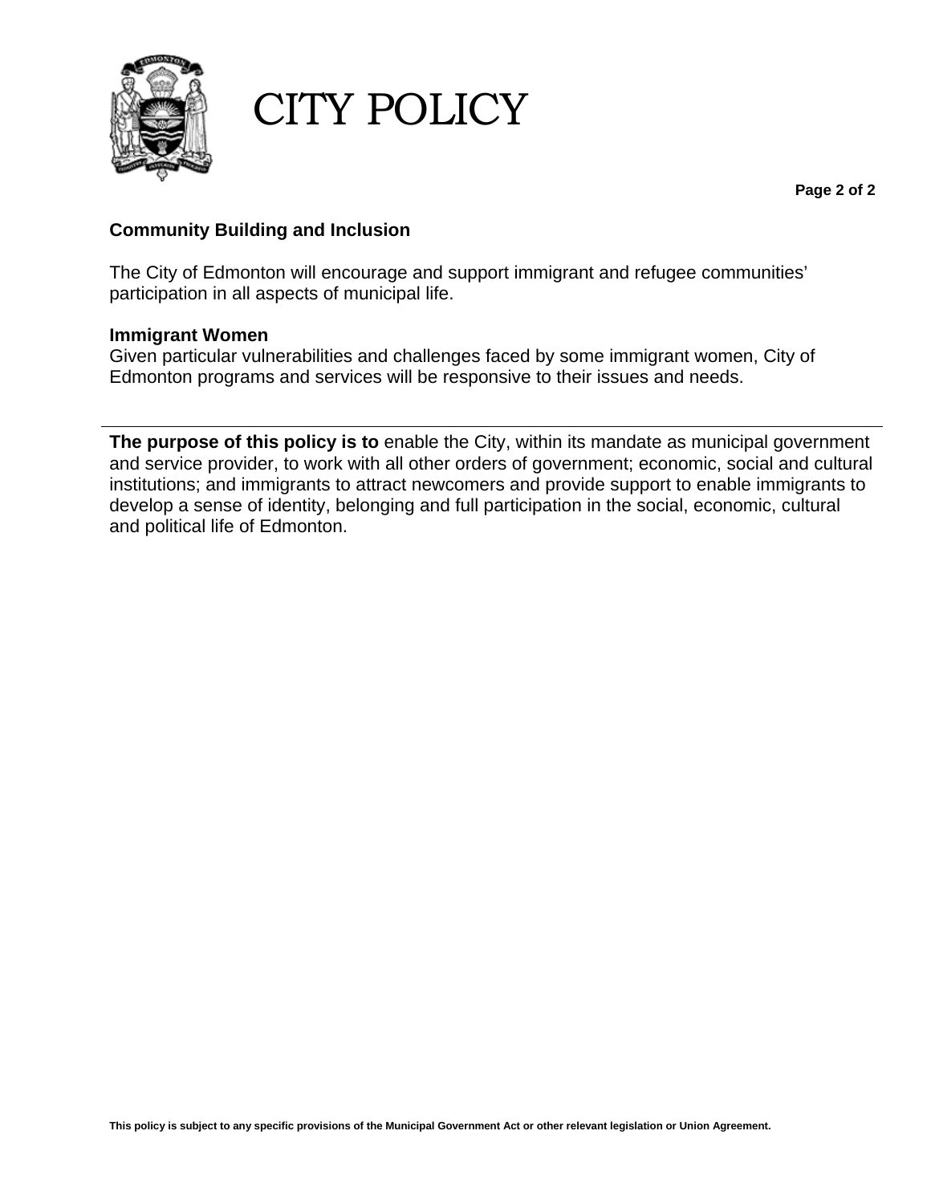**Community Building and Inclusion**

The City of Edmonton will encourage and support immigrant and refugee communities' participation in all aspects of municipal life.

**Immigrant Women**
Given particular vulnerabilities and challenges faced by some immigrant women, City of Edmonton programs and services will be responsive to their issues and needs.

---

**The purpose of this policy is to** enable the City, within its mandate as municipal government and service provider, to work with all other orders of government; economic, social and cultural institutions; and immigrants to attract newcomers and provide support to enable immigrants to develop a sense of identity, belonging and full participation in the social, economic, cultural and political life of Edmonton.

**This policy is subject to any specific provisions of the Municipal Government Act or other relevant legislation or Union Agreement.**